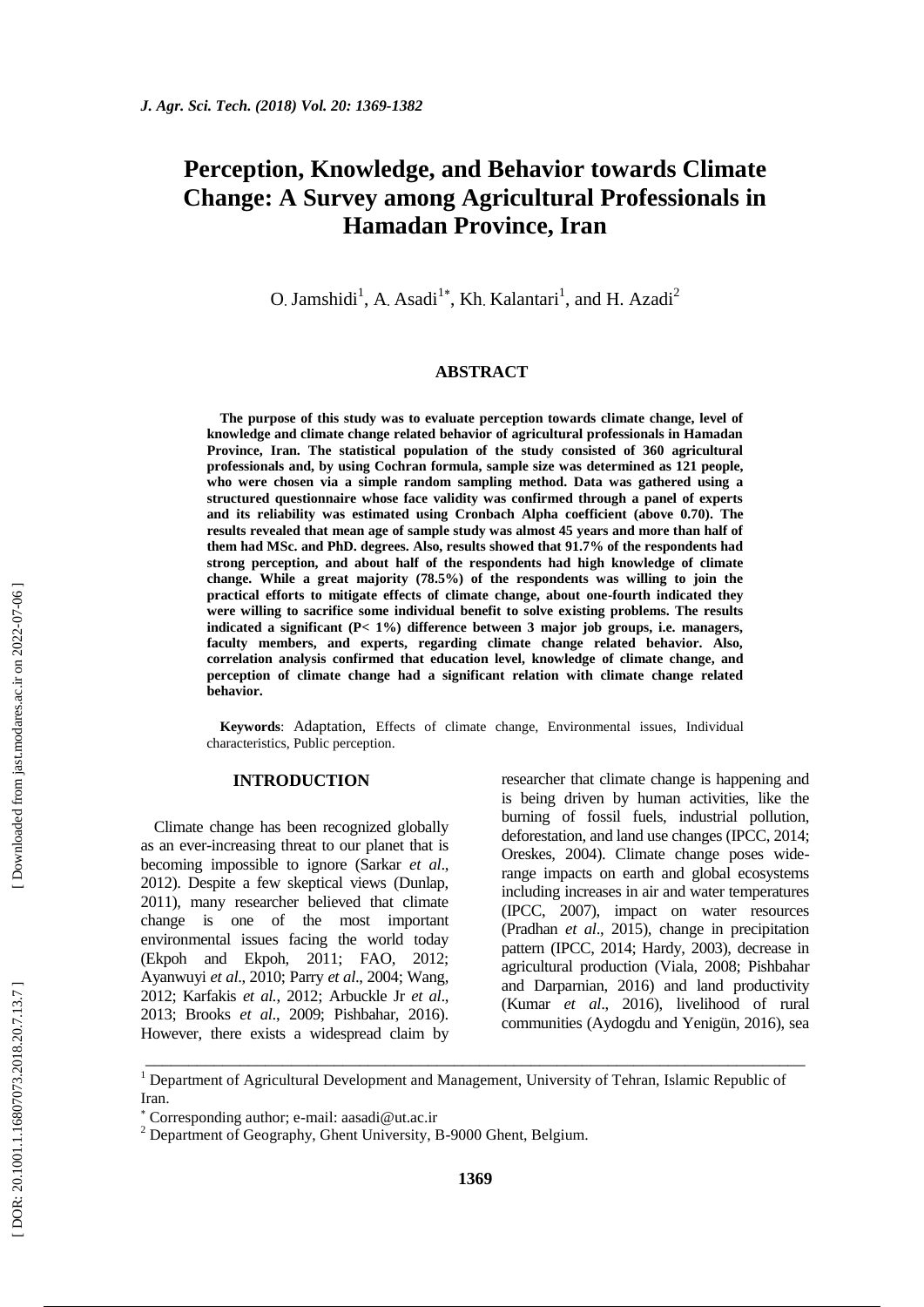# Perception, Knowledge, and Behavior towards Climate Change: A Survey among Agricultural Professionals in Hamadan Province, Iran

O. Jamshidi[1], A. Asadi[1*], Kh. Kalantari[1], and H. Azadi[2]

## ABSTRACT

**The purpose of this study was to evaluate perception towards climate change, level of knowledge and climate change related behavior of agricultural professionals in Hamadan Province, Iran. The statistical population of the study consisted of 360 agricultural professionals and, by using Cochran formula, sample size was determined as 121 people, who were chosen via a simple random sampling method. Data was gathered using a structured questionnaire whose face validity was confirmed through a panel of experts and its reliability was estimated using Cronbach Alpha coefficient (above 0.70). The results revealed that mean age of sample study was almost 45 years and more than half of them had MSc. and PhD. degrees. Also, results showed that 91.7% of the respondents had strong perception, and about half of the respondents had high knowledge of climate change. While a great majority (78.5%) of the respondents was willing to join the practical efforts to mitigate effects of climate change, about one-fourth indicated they were willing to sacrifice some individual benefit to solve existing problems. The results indicated a significant (P< 1%) difference between 3 major job groups, i.e. managers, faculty members, and experts, regarding climate change related behavior. Also, correlation analysis confirmed that education level, knowledge of climate change, and perception of climate change had a significant relation with climate change related behavior.**

**Keywords**: Adaptation, Effects of climate change, Environmental issues, Individual characteristics, Public perception.

## INTRODUCTION

Climate change has been recognized globally as an ever-increasing threat to our planet that is becoming impossible to ignore (Sarkar *et al*., 2012). Despite a few skeptical views (Dunlap, 2011), many researcher believed that climate change is one of the most important environmental issues facing the world today (Ekpoh and Ekpoh, 2011; FAO, 2012; Ayanwuyi *et al*., 2010; Parry *et al*., 2004; Wang, 2012; Karfakis *et al.*, 2012; Arbuckle Jr *et al*., 2013; Brooks *et al*., 2009; Pishbahar, 2016). However, there exists a widespread claim by researcher that climate change is happening and is being driven by human activities, like the burning of fossil fuels, industrial pollution, deforestation, and land use changes (IPCC, 2014; Oreskes, 2004). Climate change poses wide-range impacts on earth and global ecosystems including increases in air and water temperatures (IPCC, 2007), impact on water resources (Pradhan *et al*., 2015), change in precipitation pattern (IPCC, 2014; Hardy, 2003), decrease in agricultural production (Viala, 2008; Pishbahar and Darparnian, 2016) and land productivity (Kumar *et al*., 2016), livelihood of rural communities (Aydogdu and Yenigün, 2016), sea

---

[1] Department of Agricultural Development and Management, University of Tehran, Islamic Republic of Iran.

[*] Corresponding author; e-mail: aasadi@ut.ac.ir

[2] Department of Geography, Ghent University, B-9000 Ghent, Belgium.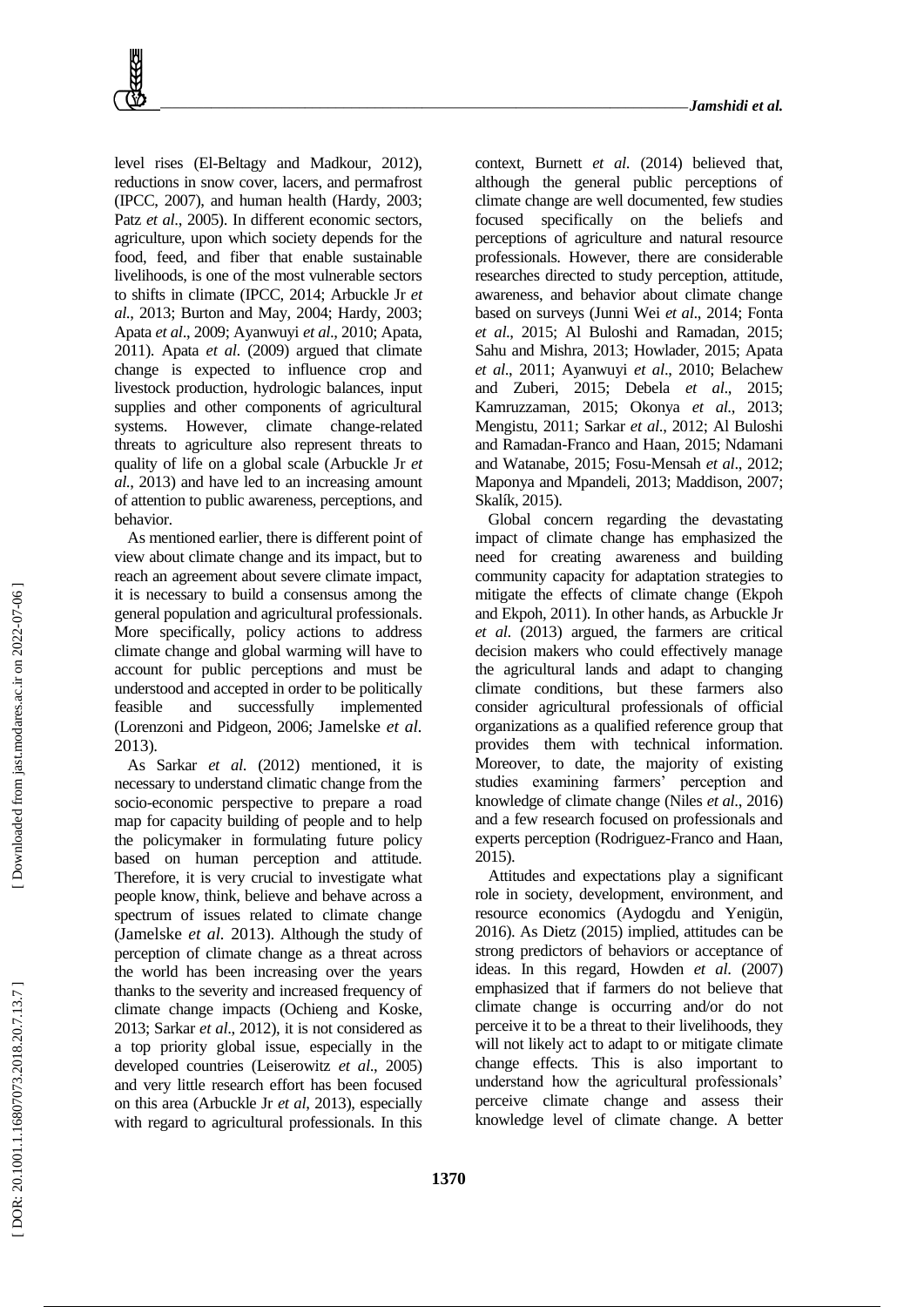level rises (El-Beltagy and Madkour, 2012), reductions in snow cover, lacers, and permafrost (IPCC, 2007), and human health (Hardy, 2003; Patz *et al*., 2005). In different economic sectors, agriculture, upon which society depends for the food, feed, and fiber that enable sustainable livelihoods, is one of the most vulnerable sectors to shifts in climate (IPCC, 2014; Arbuckle Jr *et al*., 2013; Burton and May, 2004; Hardy, 2003; Apata *et al*., 2009; Ayanwuyi *et al*., 2010; Apata, 2011). Apata *et al*. (2009) argued that climate change is expected to influence crop and livestock production, hydrologic balances, input supplies and other components of agricultural systems. However, climate change-related threats to agriculture also represent threats to quality of life on a global scale (Arbuckle Jr *et al*., 2013) and have led to an increasing amount of attention to public awareness, perceptions, and behavior.

As mentioned earlier, there is different point of view about climate change and its impact, but to reach an agreement about severe climate impact, it is necessary to build a consensus among the general population and agricultural professionals. More specifically, policy actions to address climate change and global warming will have to account for public perceptions and must be understood and accepted in order to be politically feasible and successfully implemented (Lorenzoni and Pidgeon, 2006; Jamelske *et al*. 2013).

As Sarkar *et al*. (2012) mentioned, it is necessary to understand climatic change from the socio-economic perspective to prepare a road map for capacity building of people and to help the policymaker in formulating future policy based on human perception and attitude. Therefore, it is very crucial to investigate what people know, think, believe and behave across a spectrum of issues related to climate change (Jamelske *et al*. 2013). Although the study of perception of climate change as a threat across the world has been increasing over the years thanks to the severity and increased frequency of climate change impacts (Ochieng and Koske, 2013; Sarkar *et al*., 2012), it is not considered as a top priority global issue, especially in the developed countries (Leiserowitz *et al*., 2005) and very little research effort has been focused on this area (Arbuckle Jr *et al*, 2013), especially with regard to agricultural professionals. In this context, Burnett *et al*. (2014) believed that, although the general public perceptions of climate change are well documented, few studies focused specifically on the beliefs and perceptions of agriculture and natural resource professionals. However, there are considerable researches directed to study perception, attitude, awareness, and behavior about climate change based on surveys (Junni Wei *et al*., 2014; Fonta *et al*., 2015; Al Buloshi and Ramadan, 2015; Sahu and Mishra, 2013; Howlader, 2015; Apata *et al*., 2011; Ayanwuyi *et al*., 2010; Belachew and Zuberi, 2015; Debela *et al*., 2015; Kamruzzaman, 2015; Okonya *et al*., 2013; Mengistu, 2011; Sarkar *et al*., 2012; Al Buloshi and Ramadan-Franco and Haan, 2015; Ndamani and Watanabe, 2015; Fosu-Mensah *et al*., 2012; Maponya and Mpandeli, 2013; Maddison, 2007; Skalík, 2015).

Global concern regarding the devastating impact of climate change has emphasized the need for creating awareness and building community capacity for adaptation strategies to mitigate the effects of climate change (Ekpoh and Ekpoh, 2011). In other hands, as Arbuckle Jr *et al*. (2013) argued, the farmers are critical decision makers who could effectively manage the agricultural lands and adapt to changing climate conditions, but these farmers also consider agricultural professionals of official organizations as a qualified reference group that provides them with technical information. Moreover, to date, the majority of existing studies examining farmers' perception and knowledge of climate change (Niles *et al*., 2016) and a few research focused on professionals and experts perception (Rodriguez-Franco and Haan, 2015).

Attitudes and expectations play a significant role in society, development, environment, and resource economics (Aydogdu and Yenigün, 2016). As Dietz (2015) implied, attitudes can be strong predictors of behaviors or acceptance of ideas. In this regard, Howden *et al*. (2007) emphasized that if farmers do not believe that climate change is occurring and/or do not perceive it to be a threat to their livelihoods, they will not likely act to adapt to or mitigate climate change effects. This is also important to understand how the agricultural professionals' perceive climate change and assess their knowledge level of climate change. A better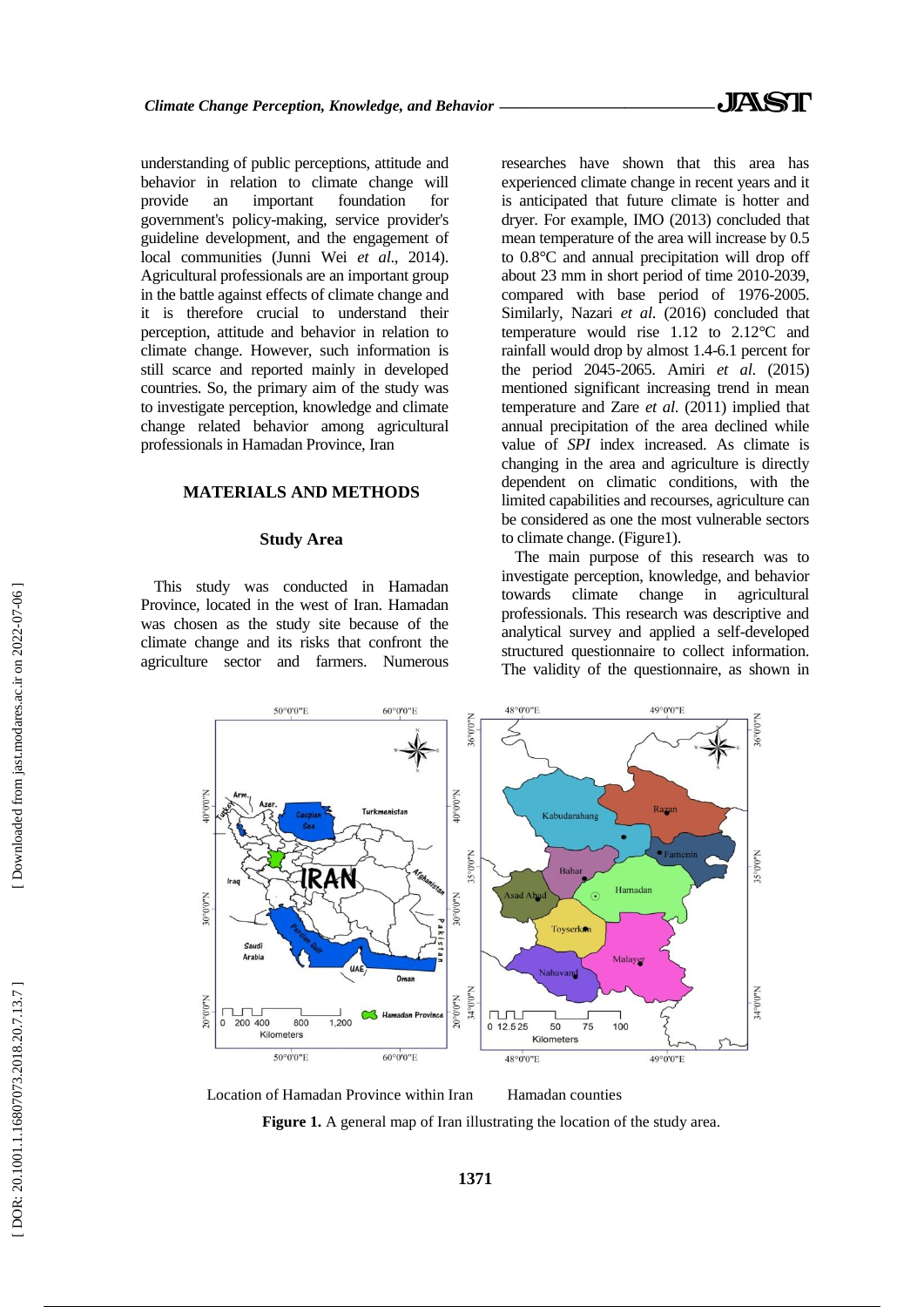understanding of public perceptions, attitude and behavior in relation to climate change will provide an important foundation for government's policy-making, service provider's guideline development, and the engagement of local communities (Junni Wei *et al*., 2014). Agricultural professionals are an important group in the battle against effects of climate change and it is therefore crucial to understand their perception, attitude and behavior in relation to climate change. However, such information is still scarce and reported mainly in developed countries. So, the primary aim of the study was to investigate perception, knowledge and climate change related behavior among agricultural professionals in Hamadan Province, Iran

## MATERIALS AND METHODS

### Study Area

This study was conducted in Hamadan Province, located in the west of Iran. Hamadan was chosen as the study site because of the climate change and its risks that confront the agriculture sector and farmers. Numerous researches have shown that this area has experienced climate change in recent years and it is anticipated that future climate is hotter and dryer. For example, IMO (2013) concluded that mean temperature of the area will increase by 0.5 to 0.8°C and annual precipitation will drop off about 23 mm in short period of time 2010-2039, compared with base period of 1976-2005. Similarly, Nazari *et al*. (2016) concluded that temperature would rise 1.12 to 2.12°C and rainfall would drop by almost 1.4-6.1 percent for the period 2045-2065. Amiri *et al.* (2015) mentioned significant increasing trend in mean temperature and Zare *et al.* (2011) implied that annual precipitation of the area declined while value of *SPI* index increased. As climate is changing in the area and agriculture is directly dependent on climatic conditions, with the limited capabilities and recourses, agriculture can be considered as one the most vulnerable sectors to climate change. (Figure1).

The main purpose of this research was to investigate perception, knowledge, and behavior towards climate change in agricultural professionals. This research was descriptive and analytical survey and applied a self-developed structured questionnaire to collect information. The validity of the questionnaire, as shown in

Location of Hamadan Province within Iran     Hamadan counties

**Figure 1.** A general map of Iran illustrating the location of the study area.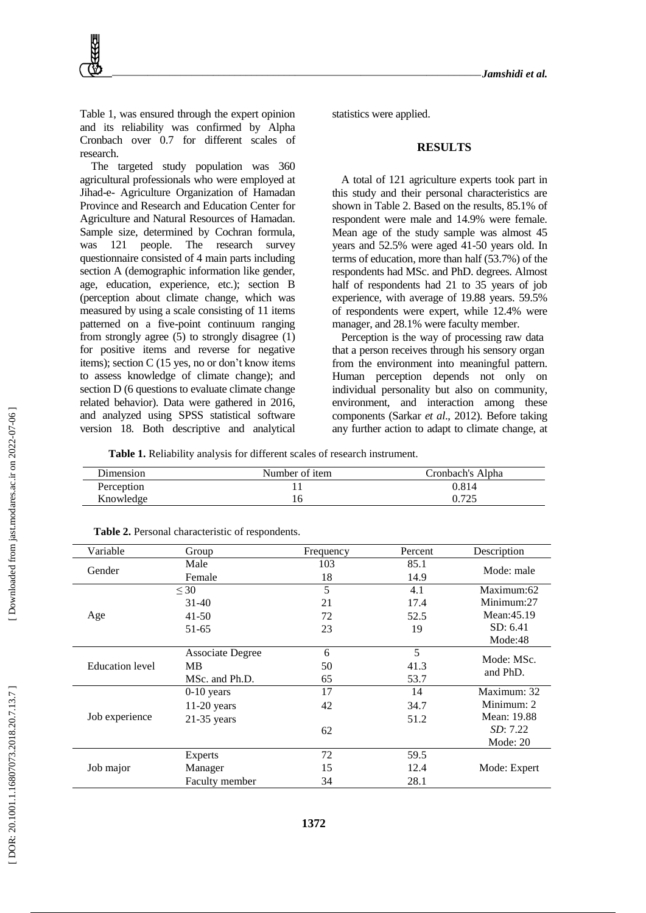Table 1, was ensured through the expert opinion and its reliability was confirmed by Alpha Cronbach over 0.7 for different scales of research.

The targeted study population was 360 agricultural professionals who were employed at Jihad-e- Agriculture Organization of Hamadan Province and Research and Education Center for Agriculture and Natural Resources of Hamadan. Sample size, determined by Cochran formula, was 121 people. The research survey questionnaire consisted of 4 main parts including section A (demographic information like gender, age, education, experience, etc.); section B (perception about climate change, which was measured by using a scale consisting of 11 items patterned on a five-point continuum ranging from strongly agree (5) to strongly disagree (1) for positive items and reverse for negative items); section C (15 yes, no or don't know items to assess knowledge of climate change); and section D (6 questions to evaluate climate change related behavior). Data were gathered in 2016, and analyzed using SPSS statistical software version 18. Both descriptive and analytical statistics were applied.

## RESULTS

A total of 121 agriculture experts took part in this study and their personal characteristics are shown in Table 2. Based on the results, 85.1% of respondent were male and 14.9% were female. Mean age of the study sample was almost 45 years and 52.5% were aged 41-50 years old. In terms of education, more than half (53.7%) of the respondents had MSc. and PhD. degrees. Almost half of respondents had 21 to 35 years of job experience, with average of 19.88 years. 59.5% of respondents were expert, while 12.4% were manager, and 28.1% were faculty member.

Perception is the way of processing raw data that a person receives through his sensory organ from the environment into meaningful pattern. Human perception depends not only on individual personality but also on community, environment, and interaction among these components (Sarkar *et al*., 2012). Before taking any further action to adapt to climate change, at

**Table 1.** Reliability analysis for different scales of research instrument.

| Dimension | Number of item | Cronbach's Alpha |
|---|---|---|
| Perception | 11 | 0.814 |
| Knowledge | 16 | 0.725 |

**Table 2.** Personal characteristic of respondents.

| Variable | Group | Frequency | Percent | Description |
|---|---|---|---|---|
| Gender | Male | 103 | 85.1 | Mode: male |
| | Female | 18 | 14.9 | |
| Age | ≤ 30 | 5 | 4.1 | Maximum:62 |
| | 31-40 | 21 | 17.4 | Minimum:27 |
| | 41-50 | 72 | 52.5 | Mean:45.19 |
| | 51-65 | 23 | 19 | SD: 6.41 |
| | | | | Mode:48 |
| Education level | Associate Degree | 6 | 5 | Mode: MSc. and PhD. |
| | MB | 50 | 41.3 | |
| | MSc. and Ph.D. | 65 | 53.7 | |
| Job experience | 0-10 years | 17 | 14 | Maximum: 32 |
| | 11-20 years | 42 | 34.7 | Minimum: 2 |
| | 21-35 years | 62 | 51.2 | Mean: 19.88 |
| | | | | *SD*: 7.22 |
| | | | | Mode: 20 |
| Job major | Experts | 72 | 59.5 | Mode: Expert |
| | Manager | 15 | 12.4 | |
| | Faculty member | 34 | 28.1 | |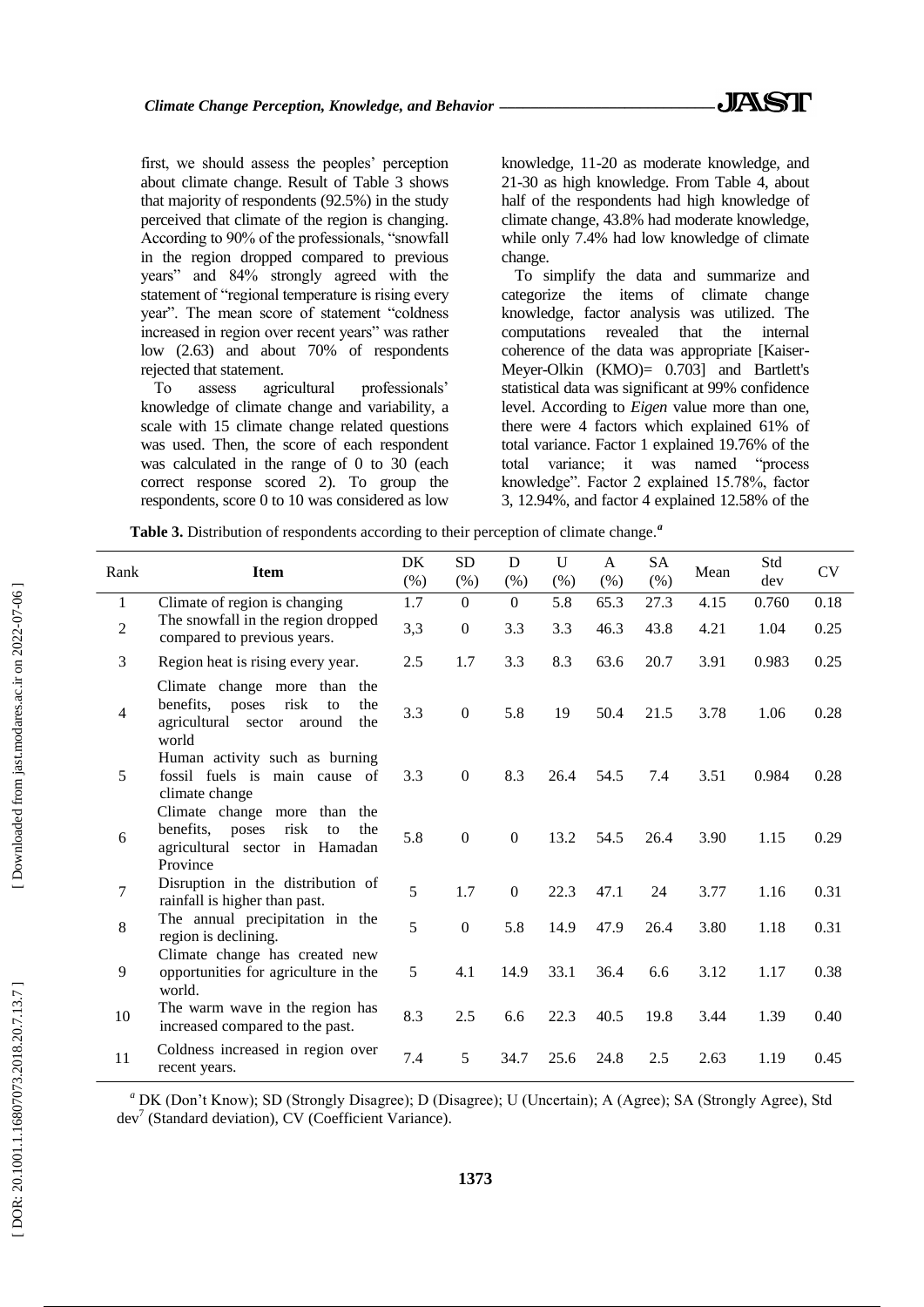first, we should assess the peoples' perception about climate change. Result of Table 3 shows that majority of respondents (92.5%) in the study perceived that climate of the region is changing. According to 90% of the professionals, "snowfall in the region dropped compared to previous years" and 84% strongly agreed with the statement of "regional temperature is rising every year". The mean score of statement "coldness increased in region over recent years" was rather low (2.63) and about 70% of respondents rejected that statement.

To assess agricultural professionals' knowledge of climate change and variability, a scale with 15 climate change related questions was used. Then, the score of each respondent was calculated in the range of 0 to 30 (each correct response scored 2). To group the respondents, score 0 to 10 was considered as low knowledge, 11-20 as moderate knowledge, and 21-30 as high knowledge. From Table 4, about half of the respondents had high knowledge of climate change, 43.8% had moderate knowledge, while only 7.4% had low knowledge of climate change.

To simplify the data and summarize and categorize the items of climate change knowledge, factor analysis was utilized. The computations revealed that the internal coherence of the data was appropriate [Kaiser-Meyer-Olkin (KMO)= 0.703] and Bartlett's statistical data was significant at 99% confidence level. According to *Eigen* value more than one, there were 4 factors which explained 61% of total variance. Factor 1 explained 19.76% of the total variance; it was named "process knowledge". Factor 2 explained 15.78%, factor 3, 12.94%, and factor 4 explained 12.58% of the

**Table 3.** Distribution of respondents according to their perception of climate change.[a]

| Rank | Item | DK (%) | SD (%) | D (%) | U (%) | A (%) | SA (%) | Mean | Std dev | CV |
|---|---|---|---|---|---|---|---|---|---|---|
| 1 | Climate of region is changing | 1.7 | 0 | 0 | 5.8 | 65.3 | 27.3 | 4.15 | 0.760 | 0.18 |
| 2 | The snowfall in the region dropped compared to previous years. | 3,3 | 0 | 3.3 | 3.3 | 46.3 | 43.8 | 4.21 | 1.04 | 0.25 |
| 3 | Region heat is rising every year. | 2.5 | 1.7 | 3.3 | 8.3 | 63.6 | 20.7 | 3.91 | 0.983 | 0.25 |
| 4 | Climate change more than the benefits, poses risk to the agricultural sector around the world | 3.3 | 0 | 5.8 | 19 | 50.4 | 21.5 | 3.78 | 1.06 | 0.28 |
| 5 | Human activity such as burning fossil fuels is main cause of climate change | 3.3 | 0 | 8.3 | 26.4 | 54.5 | 7.4 | 3.51 | 0.984 | 0.28 |
| 6 | Climate change more than the benefits, poses risk to the agricultural sector in Hamadan Province | 5.8 | 0 | 0 | 13.2 | 54.5 | 26.4 | 3.90 | 1.15 | 0.29 |
| 7 | Disruption in the distribution of rainfall is higher than past. | 5 | 1.7 | 0 | 22.3 | 47.1 | 24 | 3.77 | 1.16 | 0.31 |
| 8 | The annual precipitation in the region is declining. | 5 | 0 | 5.8 | 14.9 | 47.9 | 26.4 | 3.80 | 1.18 | 0.31 |
| 9 | Climate change has created new opportunities for agriculture in the world. | 5 | 4.1 | 14.9 | 33.1 | 36.4 | 6.6 | 3.12 | 1.17 | 0.38 |
| 10 | The warm wave in the region has increased compared to the past. | 8.3 | 2.5 | 6.6 | 22.3 | 40.5 | 19.8 | 3.44 | 1.39 | 0.40 |
| 11 | Coldness increased in region over recent years. | 7.4 | 5 | 34.7 | 25.6 | 24.8 | 2.5 | 2.63 | 1.19 | 0.45 |

[a] DK (Don't Know); SD (Strongly Disagree); D (Disagree); U (Uncertain); A (Agree); SA (Strongly Agree), Std dev[7] (Standard deviation), CV (Coefficient Variance).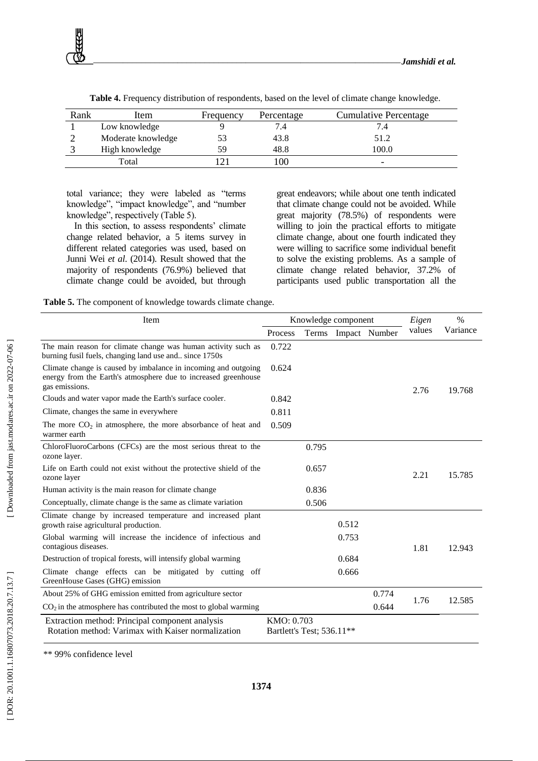**Table 4.** Frequency distribution of respondents, based on the level of climate change knowledge.

| Rank | Item | Frequency | Percentage | Cumulative Percentage |
|---|---|---|---|---|
| 1 | Low knowledge | 9 | 7.4 | 7.4 |
| 2 | Moderate knowledge | 53 | 43.8 | 51.2 |
| 3 | High knowledge | 59 | 48.8 | 100.0 |
| | Total | 121 | 100 | - |

total variance; they were labeled as "terms knowledge", "impact knowledge", and "number knowledge", respectively (Table 5).

In this section, to assess respondents' climate change related behavior, a 5 items survey in different related categories was used, based on Junni Wei *et al*. (2014). Result showed that the majority of respondents (76.9%) believed that climate change could be avoided, but through great endeavors; while about one tenth indicated that climate change could not be avoided. While great majority (78.5%) of respondents were willing to join the practical efforts to mitigate climate change, about one fourth indicated they were willing to sacrifice some individual benefit to solve the existing problems. As a sample of climate change related behavior, 37.2% of participants used public transportation all the

**Table 5.** The component of knowledge towards climate change.

| Item | Knowledge component | | | | *Eigen* values | % Variance |
|---|---|---|---|---|---|---|
| | Process | Terms | Impact | Number | | |
| The main reason for climate change was human activity such as burning fusil fuels, changing land use and.. since 1750s | 0.722 | | | | 2.76 | 19.768 |
| Climate change is caused by imbalance in incoming and outgoing energy from the Earth's atmosphere due to increased greenhouse gas emissions. | 0.624 | | | | | |
| Clouds and water vapor made the Earth's surface cooler. | 0.842 | | | | | |
| Climate, changes the same in everywhere | 0.811 | | | | | |
| The more $CO_2$ in atmosphere, the more absorbance of heat and warmer earth | 0.509 | | | | | |
| ChloroFluoroCarbons (CFCs) are the most serious threat to the ozone layer. | | 0.795 | | | 2.21 | 15.785 |
| Life on Earth could not exist without the protective shield of the ozone layer | | 0.657 | | | | |
| Human activity is the main reason for climate change | | 0.836 | | | | |
| Conceptually, climate change is the same as climate variation | | 0.506 | | | | |
| Climate change by increased temperature and increased plant growth raise agricultural production. | | | 0.512 | | 1.81 | 12.943 |
| Global warming will increase the incidence of infectious and contagious diseases. | | | 0.753 | | | |
| Destruction of tropical forests, will intensify global warming | | | 0.684 | | | |
| Climate change effects can be mitigated by cutting off GreenHouse Gases (GHG) emission | | | 0.666 | | | |
| About 25% of GHG emission emitted from agriculture sector | | | | 0.774 | 1.76 | 12.585 |
| $CO_2$ in the atmosphere has contributed the most to global warming | | | | 0.644 | | |
| Extraction method: Principal component analysis<br>Rotation method: Varimax with Kaiser normalization | KMO: 0.703<br>Bartlett's Test; 536.11** | | | | | |

** 99% confidence level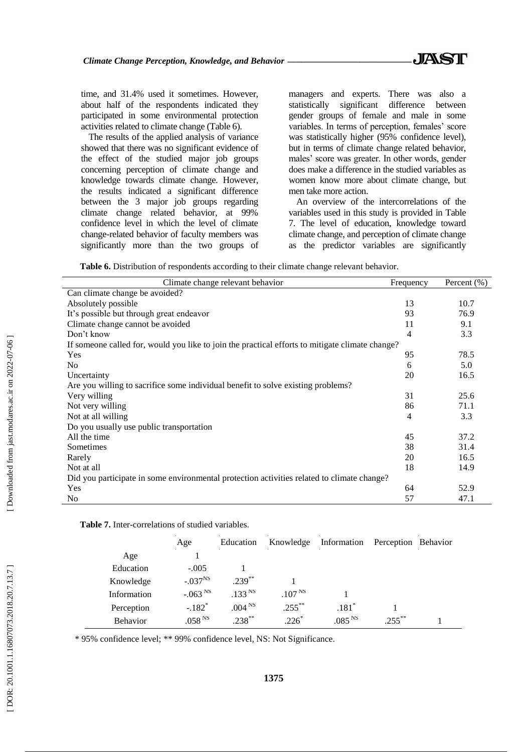time, and 31.4% used it sometimes. However, about half of the respondents indicated they participated in some environmental protection activities related to climate change (Table 6).

The results of the applied analysis of variance showed that there was no significant evidence of the effect of the studied major job groups concerning perception of climate change and knowledge towards climate change. However, the results indicated a significant difference between the 3 major job groups regarding climate change related behavior, at 99% confidence level in which the level of climate change-related behavior of faculty members was significantly more than the two groups of managers and experts. There was also a statistically significant difference between gender groups of female and male in some variables. In terms of perception, females' score was statistically higher (95% confidence level), but in terms of climate change related behavior, males' score was greater. In other words, gender does make a difference in the studied variables as women know more about climate change, but men take more action.

An overview of the intercorrelations of the variables used in this study is provided in Table 7. The level of education, knowledge toward climate change, and perception of climate change as the predictor variables are significantly

**Table 6.** Distribution of respondents according to their climate change relevant behavior.

| Climate change relevant behavior | Frequency | Percent (%) |
|---|---|---|
| Can climate change be avoided? | | |
| Absolutely possible | 13 | 10.7 |
| It's possible but through great endeavor | 93 | 76.9 |
| Climate change cannot be avoided | 11 | 9.1 |
| Don't know | 4 | 3.3 |
| If someone called for, would you like to join the practical efforts to mitigate climate change? | | |
| Yes | 95 | 78.5 |
| No | 6 | 5.0 |
| Uncertainty | 20 | 16.5 |
| Are you willing to sacrifice some individual benefit to solve existing problems? | | |
| Very willing | 31 | 25.6 |
| Not very willing | 86 | 71.1 |
| Not at all willing | 4 | 3.3 |
| Do you usually use public transportation | | |
| All the time | 45 | 37.2 |
| Sometimes | 38 | 31.4 |
| Rarely | 20 | 16.5 |
| Not at all | 18 | 14.9 |
| Did you participate in some environmental protection activities related to climate change? | | |
| Yes | 64 | 52.9 |
| No | 57 | 47.1 |

**Table 7.** Inter-correlations of studied variables.

| | Age | Education | Knowledge | Information | Perception | Behavior |
|---|---|---|---|---|---|---|
| Age | 1 | | | | | |
| Education | -.005 | 1 | | | | |
| Knowledge | -.037 NS | .239** | 1 | | | |
| Information | -.063 NS | .133 NS | .107 NS | 1 | | |
| Perception | -.182* | .004 NS | .255** | .181* | 1 | |
| Behavior | .058 NS | .238** | .226* | .085 NS | .255** | 1 |

\* 95% confidence level; ** 99% confidence level, NS: Not Significance.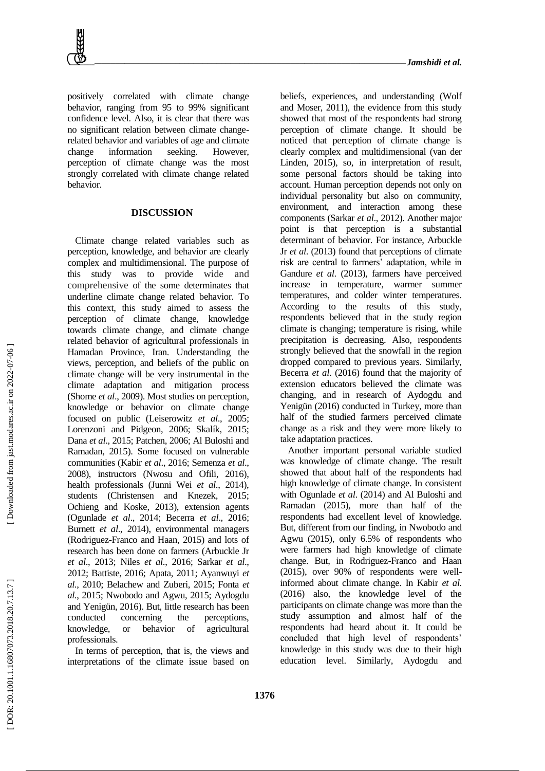positively correlated with climate change behavior, ranging from 95 to 99% significant confidence level. Also, it is clear that there was no significant relation between climate change-related behavior and variables of age and climate change information seeking. However, perception of climate change was the most strongly correlated with climate change related behavior.

## DISCUSSION

Climate change related variables such as perception, knowledge, and behavior are clearly complex and multidimensional. The purpose of this study was to provide wide and comprehensive of the some determinates that underline climate change related behavior. To this context, this study aimed to assess the perception of climate change, knowledge towards climate change, and climate change related behavior of agricultural professionals in Hamadan Province, Iran. Understanding the views, perception, and beliefs of the public on climate change will be very instrumental in the climate adaptation and mitigation process (Shome *et al*., 2009). Most studies on perception, knowledge or behavior on climate change focused on public (Leiserowitz *et al*., 2005; Lorenzoni and Pidgeon, 2006; Skalík, 2015; Dana *et al*., 2015; Patchen, 2006; Al Buloshi and Ramadan, 2015). Some focused on vulnerable communities (Kabir *et al*., 2016; Semenza *et al*., 2008), instructors (Nwosu and Ofili, 2016), health professionals (Junni Wei *et al*., 2014), students (Christensen and Knezek, 2015; Ochieng and Koske, 2013), extension agents (Ogunlade *et al*., 2014; Becerra *et al*., 2016; Burnett *et al*., 2014), environmental managers (Rodriguez-Franco and Haan, 2015) and lots of research has been done on farmers (Arbuckle Jr *et al*., 2013; Niles *et al*., 2016; Sarkar *et al*., 2012; Battiste, 2016; Apata, 2011; Ayanwuyi *et al*., 2010; Belachew and Zuberi, 2015; Fonta *et al*., 2015; Nwobodo and Agwu, 2015; Aydogdu and Yenigün, 2016). But, little research has been conducted concerning the perceptions, knowledge, or behavior of agricultural professionals.

In terms of perception, that is, the views and interpretations of the climate issue based on beliefs, experiences, and understanding (Wolf and Moser, 2011), the evidence from this study showed that most of the respondents had strong perception of climate change. It should be noticed that perception of climate change is clearly complex and multidimensional (van der Linden, 2015), so, in interpretation of result, some personal factors should be taking into account. Human perception depends not only on individual personality but also on community, environment, and interaction among these components (Sarkar *et al*., 2012). Another major point is that perception is a substantial determinant of behavior. For instance, Arbuckle Jr *et al*. (2013) found that perceptions of climate risk are central to farmers' adaptation, while in Gandure *et al*. (2013), farmers have perceived increase in temperature, warmer summer temperatures, and colder winter temperatures. According to the results of this study, respondents believed that in the study region climate is changing; temperature is rising, while precipitation is decreasing. Also, respondents strongly believed that the snowfall in the region dropped compared to previous years. Similarly, Becerra *et al*. (2016) found that the majority of extension educators believed the climate was changing, and in research of Aydogdu and Yenigün (2016) conducted in Turkey, more than half of the studied farmers perceived climate change as a risk and they were more likely to take adaptation practices.

Another important personal variable studied was knowledge of climate change. The result showed that about half of the respondents had high knowledge of climate change. In consistent with Ogunlade *et al*. (2014) and Al Buloshi and Ramadan (2015), more than half of the respondents had excellent level of knowledge. But, different from our finding, in Nwobodo and Agwu (2015), only 6.5% of respondents who were farmers had high knowledge of climate change. But, in Rodriguez-Franco and Haan (2015), over 90% of respondents were well-informed about climate change. In Kabir *et al.* (2016) also, the knowledge level of the participants on climate change was more than the study assumption and almost half of the respondents had heard about it. It could be concluded that high level of respondents' knowledge in this study was due to their high education level. Similarly, Aydogdu and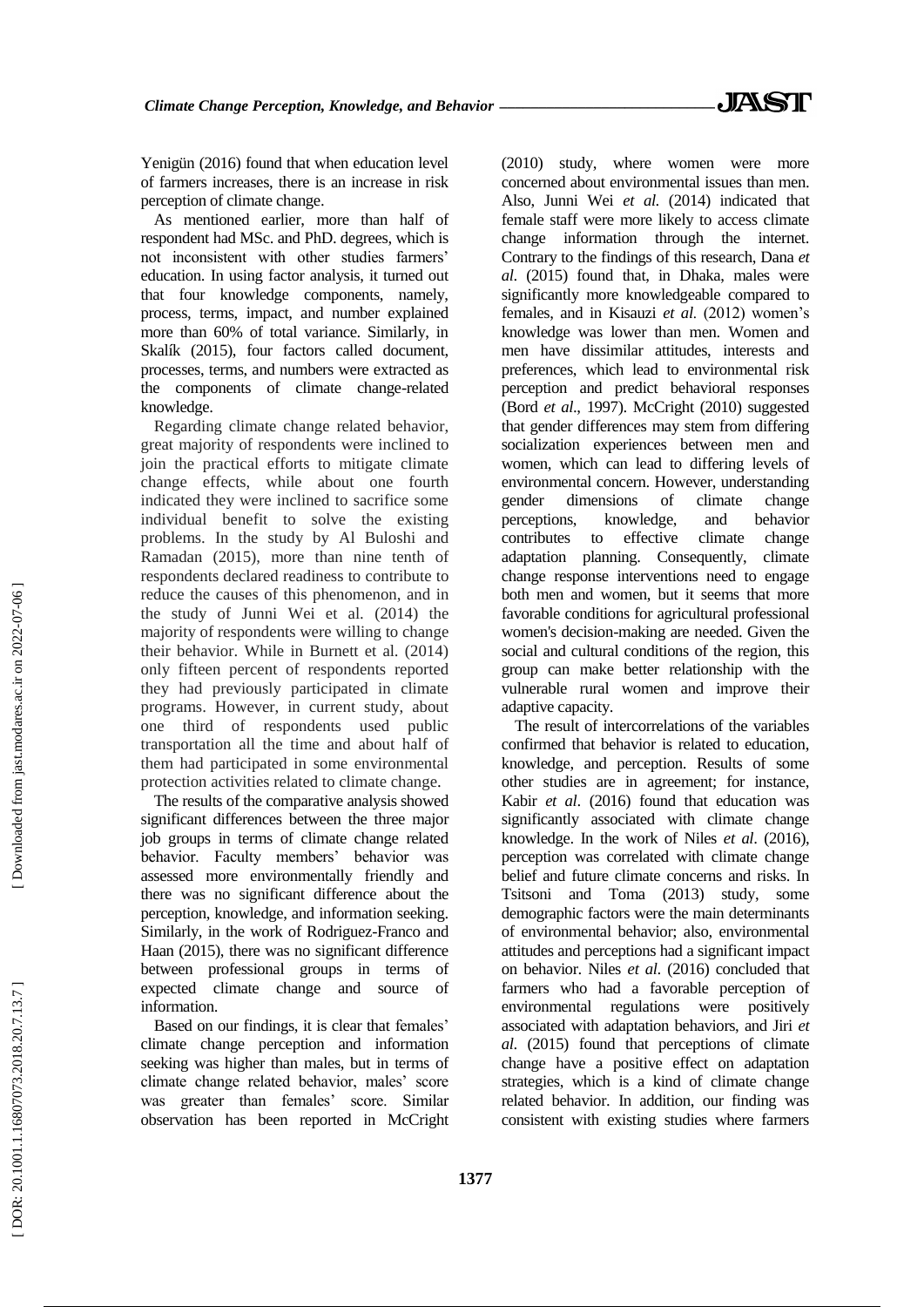Yenigün (2016) found that when education level of farmers increases, there is an increase in risk perception of climate change.

As mentioned earlier, more than half of respondent had MSc. and PhD. degrees, which is not inconsistent with other studies farmers' education. In using factor analysis, it turned out that four knowledge components, namely, process, terms, impact, and number explained more than 60% of total variance. Similarly, in Skalík (2015), four factors called document, processes, terms, and numbers were extracted as the components of climate change-related knowledge.

Regarding climate change related behavior, great majority of respondents were inclined to join the practical efforts to mitigate climate change effects, while about one fourth indicated they were inclined to sacrifice some individual benefit to solve the existing problems. In the study by Al Buloshi and Ramadan (2015), more than nine tenth of respondents declared readiness to contribute to reduce the causes of this phenomenon, and in the study of Junni Wei et al. (2014) the majority of respondents were willing to change their behavior. While in Burnett et al. (2014) only fifteen percent of respondents reported they had previously participated in climate programs. However, in current study, about one third of respondents used public transportation all the time and about half of them had participated in some environmental protection activities related to climate change.

The results of the comparative analysis showed significant differences between the three major job groups in terms of climate change related behavior. Faculty members' behavior was assessed more environmentally friendly and there was no significant difference about the perception, knowledge, and information seeking. Similarly, in the work of Rodriguez-Franco and Haan (2015), there was no significant difference between professional groups in terms of expected climate change and source of information.

Based on our findings, it is clear that females' climate change perception and information seeking was higher than males, but in terms of climate change related behavior, males' score was greater than females' score. Similar observation has been reported in McCright (2010) study, where women were more concerned about environmental issues than men. Also, Junni Wei *et al.* (2014) indicated that female staff were more likely to access climate change information through the internet. Contrary to the findings of this research, Dana *et al.* (2015) found that, in Dhaka, males were significantly more knowledgeable compared to females, and in Kisauzi *et al.* (2012) women's knowledge was lower than men. Women and men have dissimilar attitudes, interests and preferences, which lead to environmental risk perception and predict behavioral responses (Bord *et al*., 1997). McCright (2010) suggested that gender differences may stem from differing socialization experiences between men and women, which can lead to differing levels of environmental concern. However, understanding gender dimensions of climate change perceptions, knowledge, and behavior contributes to effective climate change adaptation planning. Consequently, climate change response interventions need to engage both men and women, but it seems that more favorable conditions for agricultural professional women's decision-making are needed. Given the social and cultural conditions of the region, this group can make better relationship with the vulnerable rural women and improve their adaptive capacity.

The result of intercorrelations of the variables confirmed that behavior is related to education, knowledge, and perception. Results of some other studies are in agreement; for instance, Kabir *et al*. (2016) found that education was significantly associated with climate change knowledge. In the work of Niles *et al*. (2016), perception was correlated with climate change belief and future climate concerns and risks. In Tsitsoni and Toma (2013) study, some demographic factors were the main determinants of environmental behavior; also, environmental attitudes and perceptions had a significant impact on behavior. Niles *et al.* (2016) concluded that farmers who had a favorable perception of environmental regulations were positively associated with adaptation behaviors, and Jiri *et al.* (2015) found that perceptions of climate change have a positive effect on adaptation strategies, which is a kind of climate change related behavior. In addition, our finding was consistent with existing studies where farmers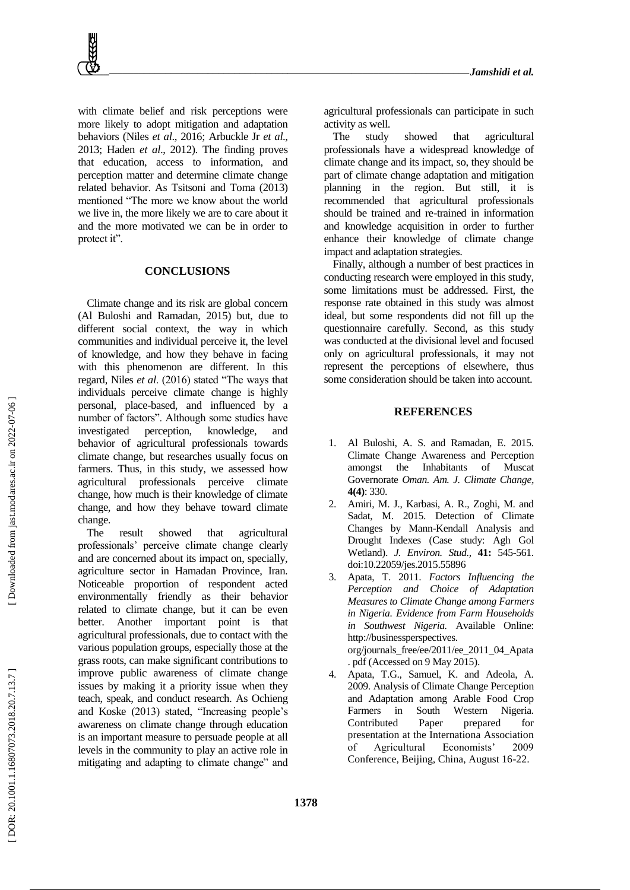with climate belief and risk perceptions were more likely to adopt mitigation and adaptation behaviors (Niles *et al*., 2016; Arbuckle Jr *et al*., 2013; Haden *et al*., 2012). The finding proves that education, access to information, and perception matter and determine climate change related behavior. As Tsitsoni and Toma (2013) mentioned "The more we know about the world we live in, the more likely we are to care about it and the more motivated we can be in order to protect it".

## CONCLUSIONS

Climate change and its risk are global concern (Al Buloshi and Ramadan, 2015) but, due to different social context, the way in which communities and individual perceive it, the level of knowledge, and how they behave in facing with this phenomenon are different. In this regard, Niles *et al*. (2016) stated "The ways that individuals perceive climate change is highly personal, place-based, and influenced by a number of factors". Although some studies have investigated perception, knowledge, and behavior of agricultural professionals towards climate change, but researches usually focus on farmers. Thus, in this study, we assessed how agricultural professionals perceive climate change, how much is their knowledge of climate change, and how they behave toward climate change.

The result showed that agricultural professionals' perceive climate change clearly and are concerned about its impact on, specially, agriculture sector in Hamadan Province, Iran. Noticeable proportion of respondent acted environmentally friendly as their behavior related to climate change, but it can be even better. Another important point is that agricultural professionals, due to contact with the various population groups, especially those at the grass roots, can make significant contributions to improve public awareness of climate change issues by making it a priority issue when they teach, speak, and conduct research. As Ochieng and Koske (2013) stated, "Increasing people's awareness on climate change through education is an important measure to persuade people at all levels in the community to play an active role in mitigating and adapting to climate change" and agricultural professionals can participate in such activity as well.

The study showed that agricultural professionals have a widespread knowledge of climate change and its impact, so, they should be part of climate change adaptation and mitigation planning in the region. But still, it is recommended that agricultural professionals should be trained and re-trained in information and knowledge acquisition in order to further enhance their knowledge of climate change impact and adaptation strategies.

Finally, although a number of best practices in conducting research were employed in this study, some limitations must be addressed. First, the response rate obtained in this study was almost ideal, but some respondents did not fill up the questionnaire carefully. Second, as this study was conducted at the divisional level and focused only on agricultural professionals, it may not represent the perceptions of elsewhere, thus some consideration should be taken into account.

## REFERENCES

1. Al Buloshi, A. S. and Ramadan, E. 2015. Climate Change Awareness and Perception amongst the Inhabitants of Muscat Governorate *Oman. Am. J. Climate Change*, **4(4)**: 330.
2. Amiri, M. J., Karbasi, A. R., Zoghi, M. and Sadat, M. 2015. Detection of Climate Changes by Mann-Kendall Analysis and Drought Indexes (Case study: Agh Gol Wetland). *J. Environ. Stud.*, **41:** 545-561. doi:10.22059/jes.2015.55896
3. Apata, T. 2011. *Factors Influencing the Perception and Choice of Adaptation Measures to Climate Change among Farmers in Nigeria. Evidence from Farm Households in Southwest Nigeria.* Available Online: http://businessperspectives. org/journals_free/ee/2011/ee_2011_04_Apata . pdf (Accessed on 9 May 2015).
4. Apata, T.G., Samuel, K. and Adeola, A. 2009. Analysis of Climate Change Perception and Adaptation among Arable Food Crop Farmers in South Western Nigeria. Contributed Paper prepared for presentation at the Internationa Association of Agricultural Economists' 2009 Conference, Beijing, China, August 16-22.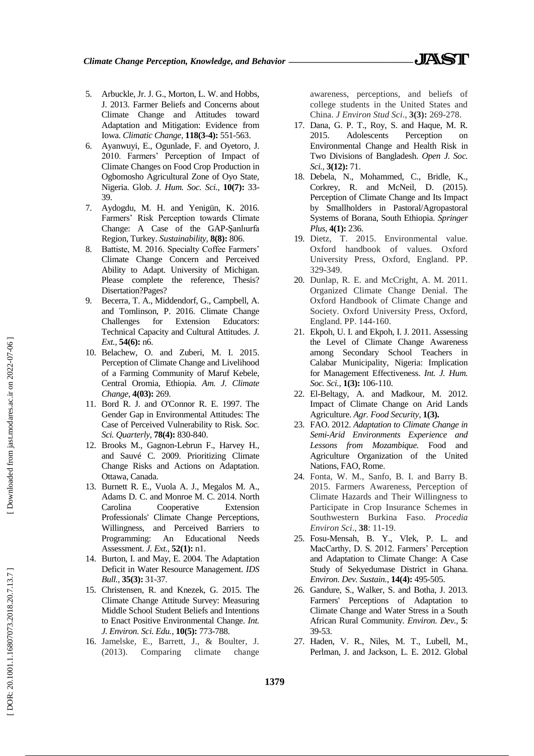5. Arbuckle, Jr. J. G., Morton, L. W. and Hobbs, J. 2013. Farmer Beliefs and Concerns about Climate Change and Attitudes toward Adaptation and Mitigation: Evidence from Iowa. *Climatic Change*, **118(3-4):** 551-563.
6. Ayanwuyi, E., Ogunlade, F. and Oyetoro, J. 2010. Farmers' Perception of Impact of Climate Changes on Food Crop Production in Ogbomosho Agricultural Zone of Oyo State, Nigeria. Glob. *J. Hum. Soc. Sci.,* **10(7):** 33-39.
7. Aydogdu, M. H. and Yenigün, K. 2016. Farmers' Risk Perception towards Climate Change: A Case of the GAP-Şanlıurfa Region, Turkey. *Sustainability,* **8(8):** 806.
8. Battiste, M. 2016. Specialty Coffee Farmers' Climate Change Concern and Perceived Ability to Adapt. University of Michigan. Please complete the reference, Thesis? Disertation?Pages?
9. Becerra, T. A., Middendorf, G., Campbell, A. and Tomlinson, P. 2016. Climate Change Challenges for Extension Educators: Technical Capacity and Cultural Attitudes. *J. Ext.,* **54(6):** n6.
10. Belachew, O. and Zuberi, M. I. 2015. Perception of Climate Change and Livelihood of a Farming Community of Maruf Kebele, Central Oromia, Ethiopia. *Am. J. Climate Change*, **4(03):** 269.
11. Bord R. J. and O'Connor R. E. 1997. The Gender Gap in Environmental Attitudes: The Case of Perceived Vulnerability to Risk. *Soc. Sci. Quarterly*, **78(4):** 830-840.
12. Brooks M., Gagnon-Lebrun F., Harvey H., and Sauvé C. 2009. Prioritizing Climate Change Risks and Actions on Adaptation. Ottawa, Canada.
13. Burnett R. E., Vuola A. J., Megalos M. A., Adams D. C. and Monroe M. C. 2014. North Carolina Cooperative Extension Professionals' Climate Change Perceptions, Willingness, and Perceived Barriers to Programming: An Educational Needs Assessment. *J. Ext.,* **52(1):** n1.
14. Burton, I. and May, E. 2004. The Adaptation Deficit in Water Resource Management. *IDS Bull.,* **35(3):** 31-37.
15. Christensen, R. and Knezek, G. 2015. The Climate Change Attitude Survey: Measuring Middle School Student Beliefs and Intentions to Enact Positive Environmental Change. *Int. J. Environ. Sci. Edu.,* **10(5):** 773-788.
16. Jamelske, E., Barrett, J., & Boulter, J. (2013). Comparing climate change awareness, perceptions, and beliefs of college students in the United States and China. *J Environ Stud Sci*., **3(3):** 269-278.
17. Dana, G. P. T., Roy, S. and Haque, M. R. 2015. Adolescents Perception on Environmental Change and Health Risk in Two Divisions of Bangladesh. *Open J. Soc. Sci.,* **3(12):** 71.
18. Debela, N., Mohammed, C., Bridle, K., Corkrey, R. and McNeil, D. (2015). Perception of Climate Change and Its Impact by Smallholders in Pastoral/Agropastoral Systems of Borana, South Ethiopia. *Springer Plus*, **4(1):** 236.
19. Dietz, T. 2015. Environmental value. Oxford handbook of values. Oxford University Press, Oxford, England. PP. 329-349.
20. Dunlap, R. E. and McCright, A. M. 2011. Organized Climate Change Denial. The Oxford Handbook of Climate Change and Society. Oxford University Press, Oxford, England. PP. 144-160.
21. Ekpoh, U. I. and Ekpoh, I. J. 2011. Assessing the Level of Climate Change Awareness among Secondary School Teachers in Calabar Municipality, Nigeria: Implication for Management Effectiveness. *Int. J. Hum. Soc. Sci.,* **1(3):** 106-110.
22. El-Beltagy, A. and Madkour, M. 2012. Impact of Climate Change on Arid Lands Agriculture. *Agr. Food Security,* **1(3).**
23. FAO. 2012. *Adaptation to Climate Change in Semi-Arid Environments Experience and Lessons from Mozambique.* Food and Agriculture Organization of the United Nations, FAO, Rome.
24. Fonta, W. M., Sanfo, B. I. and Barry B. 2015. Farmers Awareness, Perception of Climate Hazards and Their Willingness to Participate in Crop Insurance Schemes in Southwestern Burkina Faso. *Procedia Environ Sci*., **38**: 11-19.
25. Fosu-Mensah, B. Y., Vlek, P. L. and MacCarthy, D. S. 2012. Farmers' Perception and Adaptation to Climate Change: A Case Study of Sekyedumase District in Ghana. *Environ. Dev. Sustain.,* **14(4):** 495-505.
26. Gandure, S., Walker, S. and Botha, J. 2013. Farmers' Perceptions of Adaptation to Climate Change and Water Stress in a South African Rural Community. *Environ. Dev.,* **5**: 39-53.
27. Haden, V. R., Niles, M. T., Lubell, M., Perlman, J. and Jackson, L. E. 2012. Global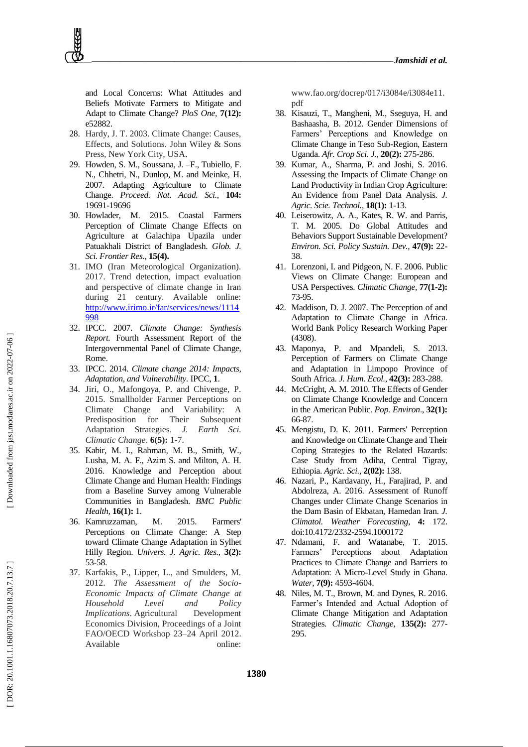and Local Concerns: What Attitudes and Beliefs Motivate Farmers to Mitigate and Adapt to Climate Change? *PloS One,* **7(12):** e52882.

28. Hardy, J. T. 2003. Climate Change: Causes, Effects, and Solutions. John Wiley & Sons Press, New York City, USA.
29. Howden, S. M., Soussana, J. –F., Tubiello, F. N., Chhetri, N., Dunlop, M. and Meinke, H. 2007. Adapting Agriculture to Climate Change. *Proceed. Nat. Acad. Sci.,* **104:** 19691-19696
30. Howlader, M. 2015. Coastal Farmers Perception of Climate Change Effects on Agriculture at Galachipa Upazila under Patuakhali District of Bangladesh. *Glob. J. Sci. Frontier Res.,* **15(4).**
31. IMO (Iran Meteorological Organization). 2017. Trend detection, impact evaluation and perspective of climate change in Iran during 21 century. Available online: http://www.irimo.ir/far/services/news/1114998
32. IPCC. 2007. *Climate Change: Synthesis Report.* Fourth Assessment Report of the Intergovernmental Panel of Climate Change, Rome.
33. IPCC. 2014. *Climate change 2014: Impacts, Adaptation, and Vulnerability.* IPCC, **1**.
34. Jiri, O., Mafongoya, P. and Chivenge, P. 2015. Smallholder Farmer Perceptions on Climate Change and Variability: A Predisposition for Their Subsequent Adaptation Strategies. *J. Earth Sci. Climatic Change*. **6(5):** 1-7.
35. Kabir, M. I., Rahman, M. B., Smith, W., Lusha, M. A. F., Azim S. and Milton, A. H. 2016. Knowledge and Perception about Climate Change and Human Health: Findings from a Baseline Survey among Vulnerable Communities in Bangladesh. *BMC Public Health,* **16(1):** 1.
36. Kamruzzaman, M. 2015. Farmers' Perceptions on Climate Change: A Step toward Climate Change Adaptation in Sylhet Hilly Region. *Univers. J. Agric. Res.,* **3(2):** 53-58.
37. Karfakis, P., Lipper, L., and Smulders, M. 2012. *The Assessment of the Socio-Economic Impacts of Climate Change at Household Level and Policy Implications*. Agricultural Development Economics Division, Proceedings of a Joint FAO/OECD Workshop 23–24 April 2012. Available online: www.fao.org/docrep/017/i3084e/i3084e11.pdf
38. Kisauzi, T., Mangheni, M., Sseguya, H. and Bashaasha, B. 2012. Gender Dimensions of Farmers' Perceptions and Knowledge on Climate Change in Teso Sub-Region, Eastern Uganda. *Afr. Crop Sci. J.,* **20(2):** 275-286.
39. Kumar, A., Sharma, P. and Joshi, S. 2016. Assessing the Impacts of Climate Change on Land Productivity in Indian Crop Agriculture: An Evidence from Panel Data Analysis. *J. Agric. Scie. Technol.,* **18(1):** 1-13.
40. Leiserowitz, A. A., Kates, R. W. and Parris, T. M. 2005. Do Global Attitudes and Behaviors Support Sustainable Development? *Environ. Sci. Policy Sustain. Dev.,* **47(9):** 22-38.
41. Lorenzoni, I. and Pidgeon, N. F. 2006. Public Views on Climate Change: European and USA Perspectives. *Climatic Change,* **77(1-2):** 73-95.
42. Maddison, D. J. 2007. The Perception of and Adaptation to Climate Change in Africa. World Bank Policy Research Working Paper (4308).
43. Maponya, P. and Mpandeli, S. 2013. Perception of Farmers on Climate Change and Adaptation in Limpopo Province of South Africa. *J. Hum. Ecol.,* **42(3):** 283-288.
44. McCright, A. M. 2010. The Effects of Gender on Climate Change Knowledge and Concern in the American Public. *Pop. Environ*., **32(1):** 66-87.
45. Mengistu, D. K. 2011. Farmers' Perception and Knowledge on Climate Change and Their Coping Strategies to the Related Hazards: Case Study from Adiha, Central Tigray, Ethiopia. *Agric. Sci.,* **2(02):** 138.
46. Nazari, P., Kardavany, H., Farajirad, P. and Abdolreza, A. 2016. Assessment of Runoff Changes under Climate Change Scenarios in the Dam Basin of Ekbatan, Hamedan Iran. *J. Climatol. Weather Forecasting,* **4:** 172. doi:10.4172/2332-2594.1000172
47. Ndamani, F. and Watanabe, T. 2015. Farmers' Perceptions about Adaptation Practices to Climate Change and Barriers to Adaptation: A Micro-Level Study in Ghana. *Water,* **7(9):** 4593-4604.
48. Niles, M. T., Brown, M. and Dynes, R. 2016. Farmer's Intended and Actual Adoption of Climate Change Mitigation and Adaptation Strategies. *Climatic Change,* **135(2):** 277-295.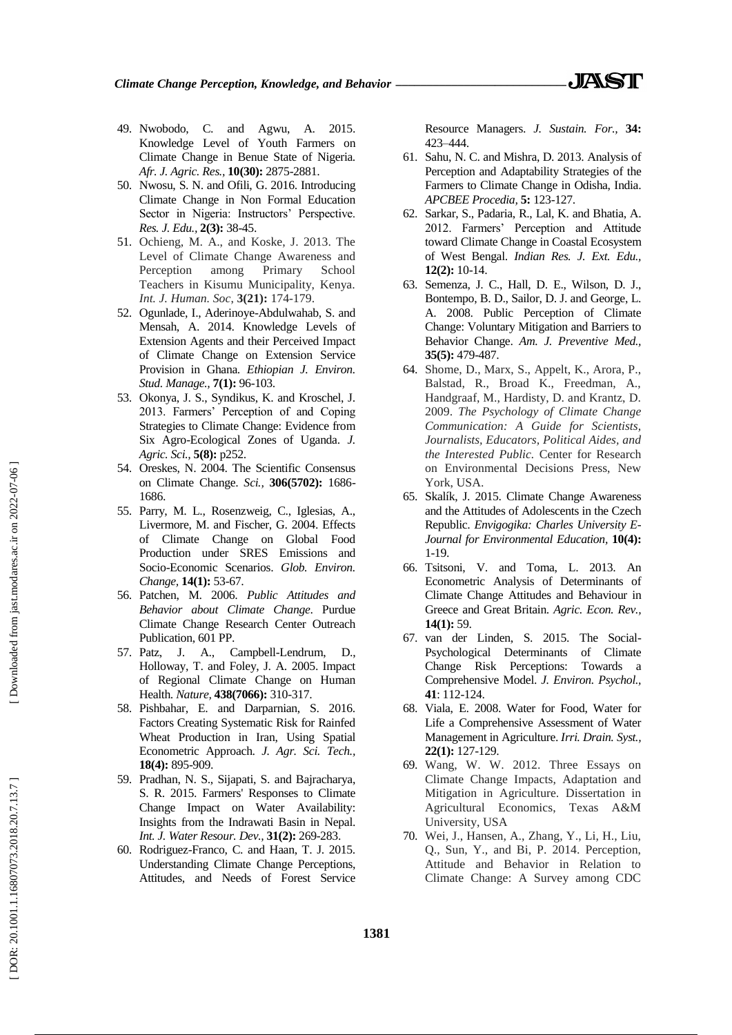49. Nwobodo, C. and Agwu, A. 2015. Knowledge Level of Youth Farmers on Climate Change in Benue State of Nigeria. *Afr. J. Agric. Res.,* **10(30):** 2875-2881.
50. Nwosu, S. N. and Ofili, G. 2016. Introducing Climate Change in Non Formal Education Sector in Nigeria: Instructors' Perspective. *Res. J. Edu.,* **2(3):** 38-45.
51. Ochieng, M. A., and Koske, J. 2013. The Level of Climate Change Awareness and Perception among Primary School Teachers in Kisumu Municipality, Kenya. *Int. J. Human. Soc,* **3(21):** 174-179.
52. Ogunlade, I., Aderinoye-Abdulwahab, S. and Mensah, A. 2014. Knowledge Levels of Extension Agents and their Perceived Impact of Climate Change on Extension Service Provision in Ghana. *Ethiopian J. Environ. Stud. Manage.,* **7(1):** 96-103.
53. Okonya, J. S., Syndikus, K. and Kroschel, J. 2013. Farmers' Perception of and Coping Strategies to Climate Change: Evidence from Six Agro-Ecological Zones of Uganda. *J. Agric. Sci.,* **5(8):** p252.
54. Oreskes, N. 2004. The Scientific Consensus on Climate Change. *Sci.,* **306(5702):** 1686-1686.
55. Parry, M. L., Rosenzweig, C., Iglesias, A., Livermore, M. and Fischer, G. 2004. Effects of Climate Change on Global Food Production under SRES Emissions and Socio-Economic Scenarios. *Glob. Environ. Change,* **14(1):** 53-67.
56. Patchen, M. 2006. *Public Attitudes and Behavior about Climate Change*. Purdue Climate Change Research Center Outreach Publication, 601 PP.
57. Patz, J. A., Campbell-Lendrum, D., Holloway, T. and Foley, J. A. 2005. Impact of Regional Climate Change on Human Health. *Nature,* **438(7066):** 310-317.
58. Pishbahar, E. and Darparnian, S. 2016. Factors Creating Systematic Risk for Rainfed Wheat Production in Iran, Using Spatial Econometric Approach. *J. Agr. Sci. Tech.,* **18(4):** 895-909.
59. Pradhan, N. S., Sijapati, S. and Bajracharya, S. R. 2015. Farmers' Responses to Climate Change Impact on Water Availability: Insights from the Indrawati Basin in Nepal. *Int. J. Water Resour. Dev.,* **31(2):** 269-283.
60. Rodriguez-Franco, C. and Haan, T. J. 2015. Understanding Climate Change Perceptions, Attitudes, and Needs of Forest Service Resource Managers. *J. Sustain. For.,* **34:** 423–444.
61. Sahu, N. C. and Mishra, D. 2013. Analysis of Perception and Adaptability Strategies of the Farmers to Climate Change in Odisha, India. *APCBEE Procedia,* **5:** 123-127.
62. Sarkar, S., Padaria, R., Lal, K. and Bhatia, A. 2012. Farmers' Perception and Attitude toward Climate Change in Coastal Ecosystem of West Bengal. *Indian Res. J. Ext. Edu.,* **12(2):** 10-14.
63. Semenza, J. C., Hall, D. E., Wilson, D. J., Bontempo, B. D., Sailor, D. J. and George, L. A. 2008. Public Perception of Climate Change: Voluntary Mitigation and Barriers to Behavior Change. *Am. J. Preventive Med.,* **35(5):** 479-487.
64. Shome, D., Marx, S., Appelt, K., Arora, P., Balstad, R., Broad K., Freedman, A., Handgraaf, M., Hardisty, D. and Krantz, D. 2009. *The Psychology of Climate Change Communication: A Guide for Scientists, Journalists, Educators, Political Aides, and the Interested Public*. Center for Research on Environmental Decisions Press, New York, USA.
65. Skalík, J. 2015. Climate Change Awareness and the Attitudes of Adolescents in the Czech Republic. *Envigogika: Charles University E-Journal for Environmental Education,* **10(4):** 1-19.
66. Tsitsoni, V. and Toma, L. 2013. An Econometric Analysis of Determinants of Climate Change Attitudes and Behaviour in Greece and Great Britain. *Agric. Econ. Rev.,* **14(1):** 59.
67. van der Linden, S. 2015. The Social-Psychological Determinants of Climate Change Risk Perceptions: Towards a Comprehensive Model. *J. Environ. Psychol.,* **41**: 112-124.
68. Viala, E. 2008. Water for Food, Water for Life a Comprehensive Assessment of Water Management in Agriculture. *Irri. Drain. Syst.,* **22(1):** 127-129.
69. Wang, W. W. 2012. Three Essays on Climate Change Impacts, Adaptation and Mitigation in Agriculture. Dissertation in Agricultural Economics, Texas A&M University, USA
70. Wei, J., Hansen, A., Zhang, Y., Li, H., Liu, Q., Sun, Y., and Bi, P. 2014. Perception, Attitude and Behavior in Relation to Climate Change: A Survey among CDC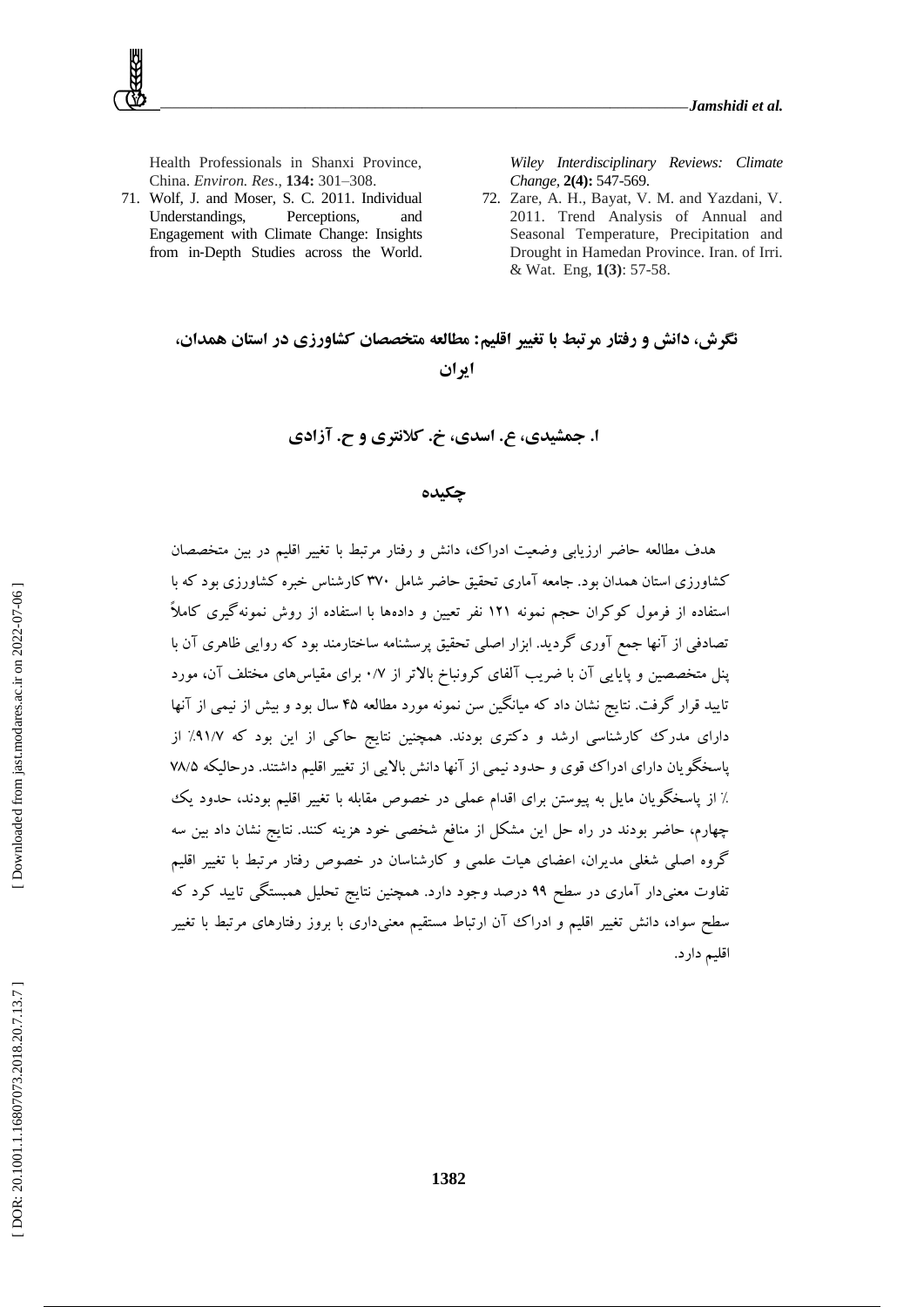Health Professionals in Shanxi Province, China. *Environ. Res*., **134:** 301–308.

71. Wolf, J. and Moser, S. C. 2011. Individual Understandings, Perceptions, and Engagement with Climate Change: Insights from in-Depth Studies across the World. *Wiley Interdisciplinary Reviews: Climate Change,* **2(4):** 547-569.
72. Zare, A. H., Bayat, V. M. and Yazdani, V. 2011. Trend Analysis of Annual and Seasonal Temperature, Precipitation and Drought in Hamedan Province. Iran. of Irri. & Wat. Eng, **1(3)**: 57-58.

# نگرش، دانش و رفتار مرتبط با تغییر اقلیم: مطالعه متخصصان کشاورزی در استان همدان، ایران

**ا. جمشیدی، ع. اسدی، خ. کلانتری و ح. آزادی**

## چکیده

هدف مطالعه حاضر ارزیابی وضعیت ادراک، دانش و رفتار مرتبط با تغییر اقلیم در بین متخصصان کشاورزی استان همدان بود. جامعه آماری تحقیق حاضر شامل ۳۷۰ کارشناس خبره کشاورزی بود که با استفاده از فرمول کوکران حجم نمونه ۱۲۱ نفر تعیین و داده‌ها با استفاده از روش نمونه‌گیری کاملاً تصادفی از آنها جمع آوری گردید. ابزار اصلی تحقیق پرسشنامه ساختارمند بود که روایی ظاهری آن با پنل متخصصین و پایایی آن با ضریب آلفای کرونباخ بالاتر از ۰/۷ برای مقیاس‌های مختلف آن، مورد تایید قرار گرفت. نتایج نشان داد که میانگین سن نمونه مورد مطالعه ۴۵ سال بود و بیش از نیمی از آنها دارای مدرک کارشناسی ارشد و دکتری بودند. همچنین نتایج حاکی از این بود که ۹۱/۷٪ از پاسخگویان دارای ادراک قوی و حدود نیمی از آنها دانش بالایی از تغییر اقلیم داشتند. درحالیکه ۷۸/۵ ٪ از پاسخگویان مایل به پیوستن برای اقدام عملی در خصوص مقابله با تغییر اقلیم بودند، حدود یک چهارم، حاضر بودند در راه حل این مشکل از منافع شخصی خود هزینه کنند. نتایج نشان داد بین سه گروه اصلی شغلی مدیران، اعضای هیات علمی و کارشناسان در خصوص رفتار مرتبط با تغییر اقلیم تفاوت معنی‌دار آماری در سطح ۹۹ درصد وجود دارد. همچنین نتایج تحلیل همبستگی تایید کرد که سطح سواد، دانش تغییر اقلیم و ادراک آن ارتباط مستقیم معنی‌داری با بروز رفتارهای مرتبط با تغییر اقلیم دارد.